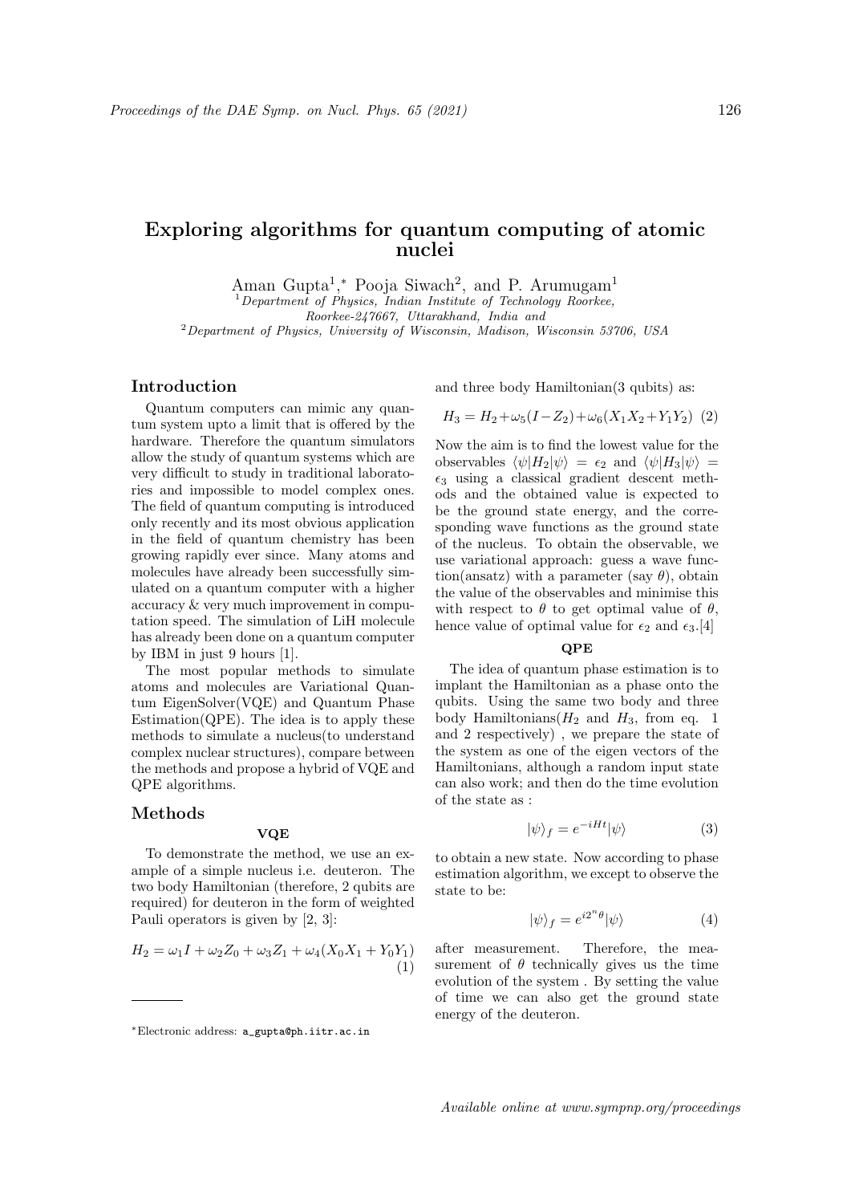# Exploring algorithms for quantum computing of atomic nuclei

Aman Gupta[1],* Pooja Siwach[2], and P. Arumugam[1]

[1]*Department of Physics, Indian Institute of Technology Roorkee, Roorkee-247667, Uttarakhand, India and*
[2]*Department of Physics, University of Wisconsin, Madison, Wisconsin 53706, USA*

## Introduction

Quantum computers can mimic any quantum system upto a limit that is offered by the hardware. Therefore the quantum simulators allow the study of quantum systems which are very difficult to study in traditional laboratories and impossible to model complex ones. The field of quantum computing is introduced only recently and its most obvious application in the field of quantum chemistry has been growing rapidly ever since. Many atoms and molecules have already been successfully simulated on a quantum computer with a higher accuracy & very much improvement in computation speed. The simulation of LiH molecule has already been done on a quantum computer by IBM in just 9 hours [1].

The most popular methods to simulate atoms and molecules are Variational Quantum EigenSolver(VQE) and Quantum Phase Estimation(QPE). The idea is to apply these methods to simulate a nucleus(to understand complex nuclear structures), compare between the methods and propose a hybrid of VQE and QPE algorithms.

## Methods

### VQE

To demonstrate the method, we use an example of a simple nucleus i.e. deuteron. The two body Hamiltonian (therefore, 2 qubits are required) for deuteron in the form of weighted Pauli operators is given by [2, 3]:

$$H_2 = \omega_1 I + \omega_2 Z_0 + \omega_3 Z_1 + \omega_4 (X_0 X_1 + Y_0 Y_1) \tag{1}$$

and three body Hamiltonian(3 qubits) as:

$$H_3 = H_2 + \omega_5 (I - Z_2) + \omega_6 (X_1 X_2 + Y_1 Y_2) \tag{2}$$

Now the aim is to find the lowest value for the observables $\langle\psi|H_2|\psi\rangle = \epsilon_2$ and $\langle\psi|H_3|\psi\rangle = \epsilon_3$ using a classical gradient descent methods and the obtained value is expected to be the ground state energy, and the corresponding wave functions as the ground state of the nucleus. To obtain the observable, we use variational approach: guess a wave function(ansatz) with a parameter (say $\theta$), obtain the value of the observables and minimise this with respect to $\theta$ to get optimal value of $\theta$, hence value of optimal value for $\epsilon_2$ and $\epsilon_3$.[4]

### QPE

The idea of quantum phase estimation is to implant the Hamiltonian as a phase onto the qubits. Using the same two body and three body Hamiltonians($H_2$ and $H_3$, from eq. 1 and 2 respectively) , we prepare the state of the system as one of the eigen vectors of the Hamiltonians, although a random input state can also work; and then do the time evolution of the state as :

$$|\psi\rangle_f = e^{-iHt}|\psi\rangle \tag{3}$$

to obtain a new state. Now according to phase estimation algorithm, we except to observe the state to be:

$$|\psi\rangle_f = e^{i2^n\theta}|\psi\rangle \tag{4}$$

after measurement. Therefore, the measurement of $\theta$ technically gives us the time evolution of the system . By setting the value of time we can also get the ground state energy of the deuteron.

---

*Electronic address: a_gupta@ph.iitr.ac.in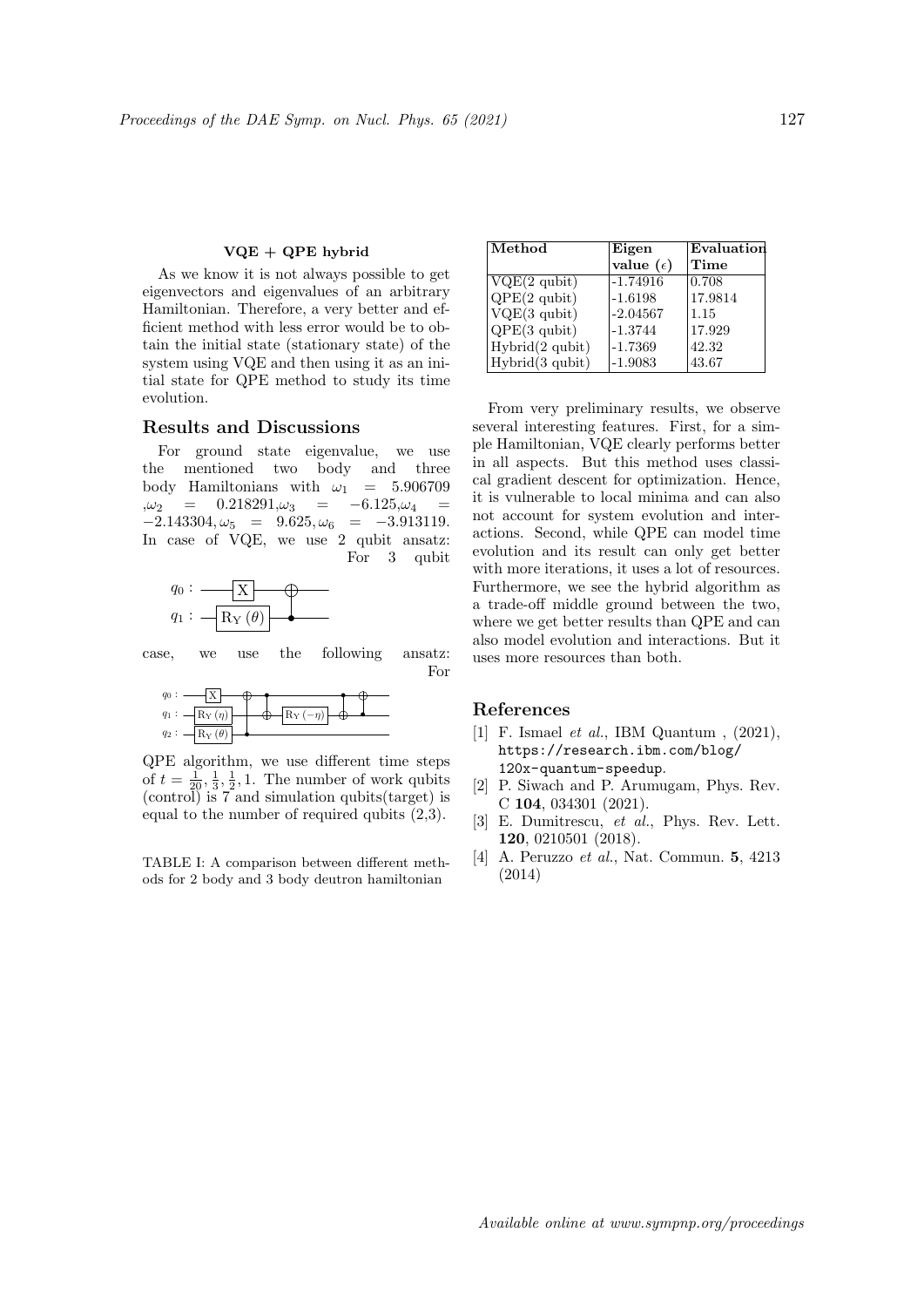### VQE + QPE hybrid

As we know it is not always possible to get eigenvectors and eigenvalues of an arbitrary Hamiltonian. Therefore, a very better and efficient method with less error would be to obtain the initial state (stationary state) of the system using VQE and then using it as an initial state for QPE method to study its time evolution.

## Results and Discussions

For ground state eigenvalue, we use the mentioned two body and three body Hamiltonians with $\omega_1 = 5.906709$ ,$\omega_2 = 0.218291$,$\omega_3 = -6.125$,$\omega_4 = -2.143304, \omega_5 = 9.625, \omega_6 = -3.913119$. In case of VQE, we use 2 qubit ansatz: For 3 qubit case, we use the following ansatz: For QPE algorithm, we use different time steps of $t = \frac{1}{20}, \frac{1}{3}, \frac{1}{2}, 1$. The number of work qubits (control) is 7 and simulation qubits(target) is equal to the number of required qubits (2,3).

$q_0$ :
X
$q_1$ :
$\mathrm{R_Y}(\theta)$

$q_0$ :
X
$q_1$ :
$\mathrm{R_Y}(\eta)$
$\mathrm{R_Y}(-\eta)$
$q_2$ :
$\mathrm{R_Y}(\theta)$

TABLE I: A comparison between different methods for 2 body and 3 body deutron hamiltonian

| Method | Eigen value ($\epsilon$) | Evaluation Time |
|---|---|---|
| VQE(2 qubit) | -1.74916 | 0.708 |
| QPE(2 qubit) | -1.6198 | 17.9814 |
| VQE(3 qubit) | -2.04567 | 1.15 |
| QPE(3 qubit) | -1.3744 | 17.929 |
| Hybrid(2 qubit) | -1.7369 | 42.32 |
| Hybrid(3 qubit) | -1.9083 | 43.67 |

From very preliminary results, we observe several interesting features. First, for a simple Hamiltonian, VQE clearly performs better in all aspects. But this method uses classical gradient descent for optimization. Hence, it is vulnerable to local minima and can also not account for system evolution and interactions. Second, while QPE can model time evolution and its result can only get better with more iterations, it uses a lot of resources. Furthermore, we see the hybrid algorithm as a trade-off middle ground between the two, where we get better results than QPE and can also model evolution and interactions. But it uses more resources than both.

## References

[1] F. Ismael *et al.*, IBM Quantum , (2021), https://research.ibm.com/blog/120x-quantum-speedup.

[2] P. Siwach and P. Arumugam, Phys. Rev. C **104**, 034301 (2021).

[3] E. Dumitrescu, *et al.*, Phys. Rev. Lett. **120**, 0210501 (2018).

[4] A. Peruzzo *et al.*, Nat. Commun. **5**, 4213 (2014)